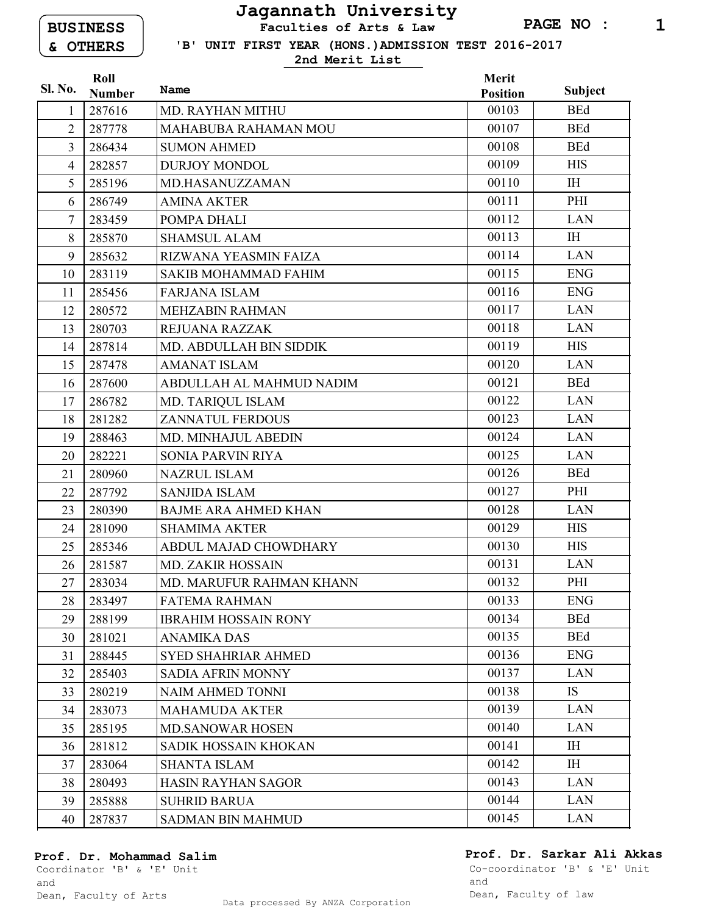**BUSINESS & OTHERS**

# Jagannath University

## Faculties of Arts & Law

### 'B' UNIT FIRST YEAR (HONS.)ADMISSION TEST 2016-2017

**2nd Merit List**

| Sl. No. | Roll Number | Name | Merit Position | Subject |
|---|---|---|---|---|
| 1 | 287616 | MD. RAYHAN MITHU | 00103 | BEd |
| 2 | 287778 | MAHABUBA RAHAMAN MOU | 00107 | BEd |
| 3 | 286434 | SUMON AHMED | 00108 | BEd |
| 4 | 282857 | DURJOY MONDOL | 00109 | HIS |
| 5 | 285196 | MD.HASANUZZAMAN | 00110 | IH |
| 6 | 286749 | AMINA AKTER | 00111 | PHI |
| 7 | 283459 | POMPA DHALI | 00112 | LAN |
| 8 | 285870 | SHAMSUL ALAM | 00113 | IH |
| 9 | 285632 | RIZWANA YEASMIN FAIZA | 00114 | LAN |
| 10 | 283119 | SAKIB MOHAMMAD FAHIM | 00115 | ENG |
| 11 | 285456 | FARJANA ISLAM | 00116 | ENG |
| 12 | 280572 | MEHZABIN RAHMAN | 00117 | LAN |
| 13 | 280703 | REJUANA RAZZAK | 00118 | LAN |
| 14 | 287814 | MD. ABDULLAH BIN SIDDIK | 00119 | HIS |
| 15 | 287478 | AMANAT ISLAM | 00120 | LAN |
| 16 | 287600 | ABDULLAH AL MAHMUD NADIM | 00121 | BEd |
| 17 | 286782 | MD. TARIQUL ISLAM | 00122 | LAN |
| 18 | 281282 | ZANNATUL FERDOUS | 00123 | LAN |
| 19 | 288463 | MD. MINHAJUL ABEDIN | 00124 | LAN |
| 20 | 282221 | SONIA PARVIN RIYA | 00125 | LAN |
| 21 | 280960 | NAZRUL ISLAM | 00126 | BEd |
| 22 | 287792 | SANJIDA ISLAM | 00127 | PHI |
| 23 | 280390 | BAJME ARA AHMED KHAN | 00128 | LAN |
| 24 | 281090 | SHAMIMA AKTER | 00129 | HIS |
| 25 | 285346 | ABDUL MAJAD CHOWDHARY | 00130 | HIS |
| 26 | 281587 | MD. ZAKIR HOSSAIN | 00131 | LAN |
| 27 | 283034 | MD. MARUFUR RAHMAN KHANN | 00132 | PHI |
| 28 | 283497 | FATEMA RAHMAN | 00133 | ENG |
| 29 | 288199 | IBRAHIM HOSSAIN RONY | 00134 | BEd |
| 30 | 281021 | ANAMIKA DAS | 00135 | BEd |
| 31 | 288445 | SYED SHAHRIAR AHMED | 00136 | ENG |
| 32 | 285403 | SADIA AFRIN MONNY | 00137 | LAN |
| 33 | 280219 | NAIM AHMED TONNI | 00138 | IS |
| 34 | 283073 | MAHAMUDA AKTER | 00139 | LAN |
| 35 | 285195 | MD.SANOWAR HOSEN | 00140 | LAN |
| 36 | 281812 | SADIK HOSSAIN KHOKAN | 00141 | IH |
| 37 | 283064 | SHANTA ISLAM | 00142 | IH |
| 38 | 280493 | HASIN RAYHAN SAGOR | 00143 | LAN |
| 39 | 285888 | SUHRID BARUA | 00144 | LAN |
| 40 | 287837 | SADMAN BIN MAHMUD | 00145 | LAN |

**Prof. Dr. Mohammad Salim**
Coordinator 'B' & 'E' Unit
and
Dean, Faculty of Arts

**Prof. Dr. Sarkar Ali Akkas**
Co-coordinator 'B' & 'E' Unit
and
Dean, Faculty of law

Data processed By ANZA Corporation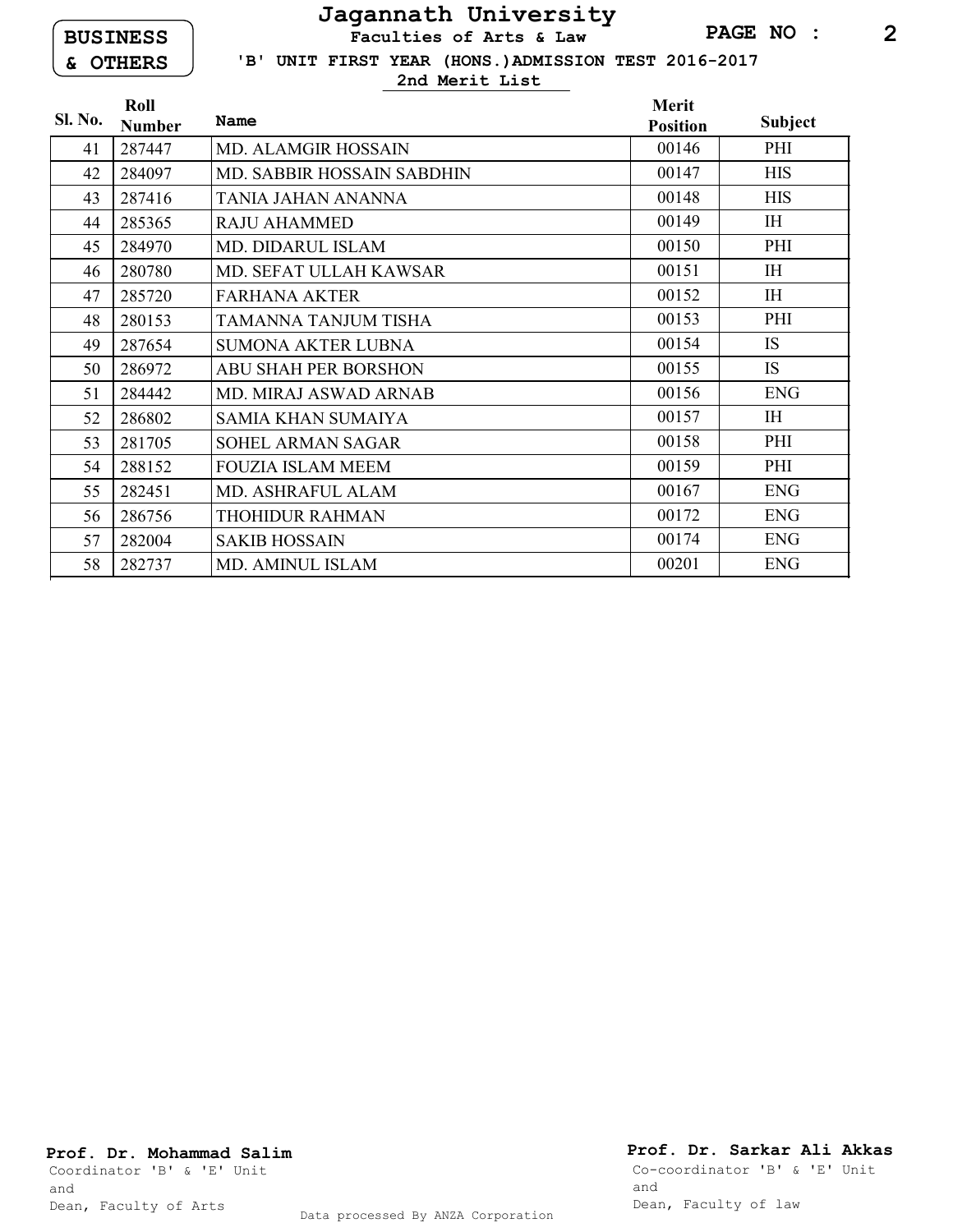BUSINESS & OTHERS

# Jagannath University

**Faculties of Arts & Law**

**'B' UNIT FIRST YEAR (HONS.)ADMISSION TEST 2016-2017**

**2nd Merit List**

| Sl. No. | Roll Number | Name | Merit Position | Subject |
|---|---|---|---|---|
| 41 | 287447 | MD. ALAMGIR HOSSAIN | 00146 | PHI |
| 42 | 284097 | MD. SABBIR HOSSAIN SABDHIN | 00147 | HIS |
| 43 | 287416 | TANIA JAHAN ANANNA | 00148 | HIS |
| 44 | 285365 | RAJU AHAMMED | 00149 | IH |
| 45 | 284970 | MD. DIDARUL ISLAM | 00150 | PHI |
| 46 | 280780 | MD. SEFAT ULLAH KAWSAR | 00151 | IH |
| 47 | 285720 | FARHANA AKTER | 00152 | IH |
| 48 | 280153 | TAMANNA TANJUM TISHA | 00153 | PHI |
| 49 | 287654 | SUMONA AKTER LUBNA | 00154 | IS |
| 50 | 286972 | ABU SHAH PER BORSHON | 00155 | IS |
| 51 | 284442 | MD. MIRAJ ASWAD ARNAB | 00156 | ENG |
| 52 | 286802 | SAMIA KHAN SUMAIYA | 00157 | IH |
| 53 | 281705 | SOHEL ARMAN SAGAR | 00158 | PHI |
| 54 | 288152 | FOUZIA ISLAM MEEM | 00159 | PHI |
| 55 | 282451 | MD. ASHRAFUL ALAM | 00167 | ENG |
| 56 | 286756 | THOHIDUR RAHMAN | 00172 | ENG |
| 57 | 282004 | SAKIB HOSSAIN | 00174 | ENG |
| 58 | 282737 | MD. AMINUL ISLAM | 00201 | ENG |

**Prof. Dr. Mohammad Salim**
Coordinator 'B' & 'E' Unit
and
Dean, Faculty of Arts

**Prof. Dr. Sarkar Ali Akkas**
Co-coordinator 'B' & 'E' Unit
and
Dean, Faculty of law

Data processed By ANZA Corporation